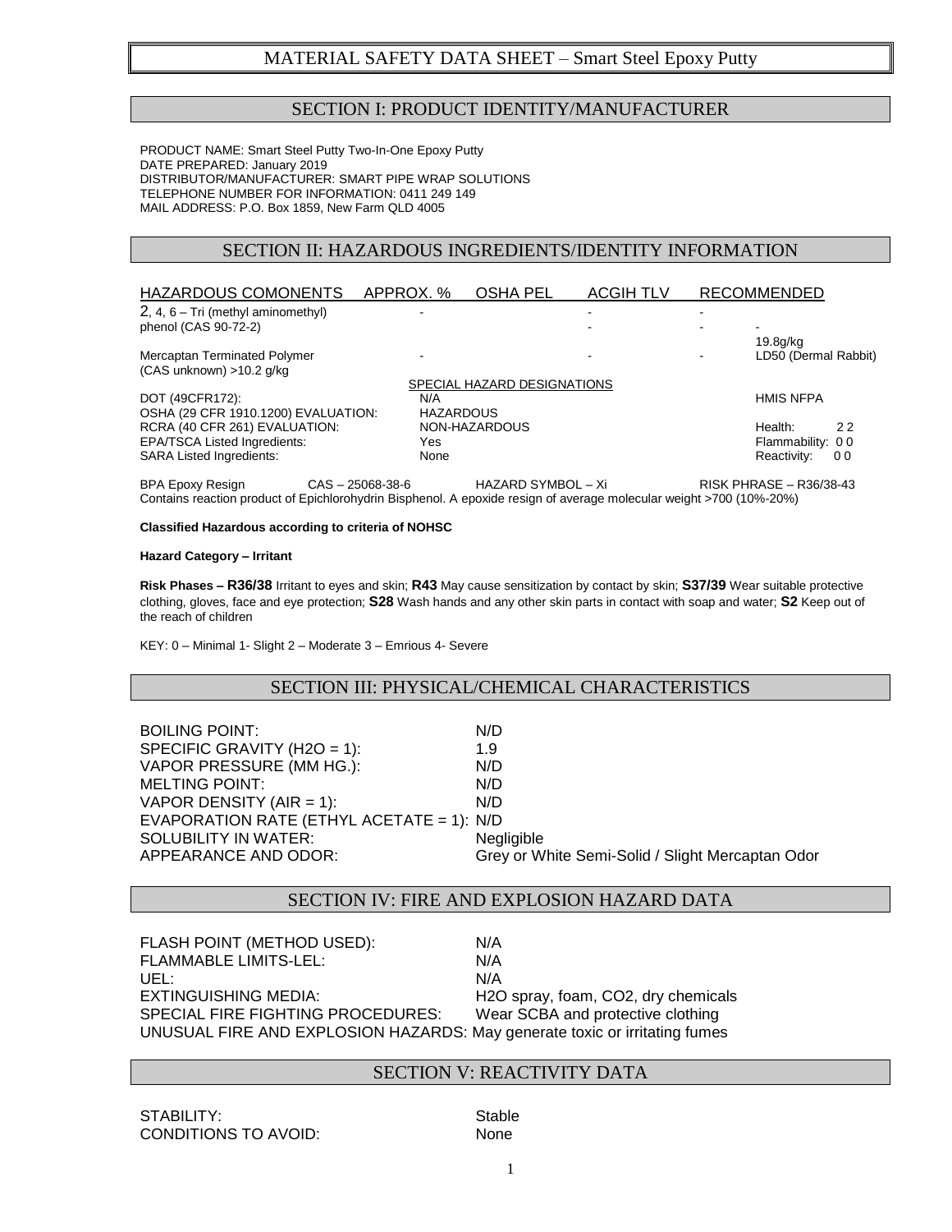# MATERIAL SAFETY DATA SHEET – Smart Steel Epoxy Putty

## SECTION I: PRODUCT IDENTITY/MANUFACTURER

PRODUCT NAME: Smart Steel Putty Two-In-One Epoxy Putty
DATE PREPARED: January 2019
DISTRIBUTOR/MANUFACTURER: SMART PIPE WRAP SOLUTIONS
TELEPHONE NUMBER FOR INFORMATION: 0411 249 149
MAIL ADDRESS: P.O. Box 1859, New Farm QLD 4005

## SECTION II: HAZARDOUS INGREDIENTS/IDENTITY INFORMATION

| HAZARDOUS COMONENTS | APPROX. % | OSHA PEL | ACGIH TLV | RECOMMENDED | |
|---|---|---|---|---|---|
| 2, 4, 6 – Tri (methyl aminomethyl) phenol (CAS 90-72-2) | - | | - | - | - |
| Mercaptan Terminated Polymer (CAS unknown) >10.2 g/kg | - | | - | - | 19.8g/kg LD50 (Dermal Rabbit) |

SPECIAL HAZARD DESIGNATIONS

| | | | HMIS | NFPA |
|---|---|---|---|---|
| DOT (49CFR172): | N/A | | | |
| OSHA (29 CFR 1910.1200) EVALUATION: | HAZARDOUS | | | |
| RCRA (40 CFR 261) EVALUATION: | NON-HAZARDOUS | Health: | 2 | 2 |
| EPA/TSCA Listed Ingredients: | Yes | Flammability: | 0 | 0 |
| SARA Listed Ingredients: | None | Reactivity: | 0 | 0 |

BPA Epoxy Resign CAS – 25068-38-6 HAZARD SYMBOL – Xi RISK PHRASE – R36/38-43
Contains reaction product of Epichlorohydrin Bisphenol. A epoxide resign of average molecular weight >700 (10%-20%)

**Classified Hazardous according to criteria of NOHSC**

**Hazard Category – Irritant**

**Risk Phases – R36/38** Irritant to eyes and skin; **R43** May cause sensitization by contact by skin; **S37/39** Wear suitable protective clothing, gloves, face and eye protection; **S28** Wash hands and any other skin parts in contact with soap and water; **S2** Keep out of the reach of children

KEY: 0 – Minimal 1- Slight 2 – Moderate 3 – Emrious 4- Severe

## SECTION III: PHYSICAL/CHEMICAL CHARACTERISTICS

| | |
|---|---|
| BOILING POINT: | N/D |
| SPECIFIC GRAVITY ($H_2O$ = 1): | 1.9 |
| VAPOR PRESSURE (MM HG.): | N/D |
| MELTING POINT: | N/D |
| VAPOR DENSITY (AIR = 1): | N/D |
| EVAPORATION RATE (ETHYL ACETATE = 1): | N/D |
| SOLUBILITY IN WATER: | Negligible |
| APPEARANCE AND ODOR: | Grey or White Semi-Solid / Slight Mercaptan Odor |

## SECTION IV: FIRE AND EXPLOSION HAZARD DATA

| | |
|---|---|
| FLASH POINT (METHOD USED): | N/A |
| FLAMMABLE LIMITS-LEL: | N/A |
| UEL: | N/A |
| EXTINGUISHING MEDIA: | $H_2O$ spray, foam, $CO_2$, dry chemicals |
| SPECIAL FIRE FIGHTING PROCEDURES: | Wear SCBA and protective clothing |

UNUSUAL FIRE AND EXPLOSION HAZARDS: May generate toxic or irritating fumes

## SECTION V: REACTIVITY DATA

| | |
|---|---|
| STABILITY: | Stable |
| CONDITIONS TO AVOID: | None |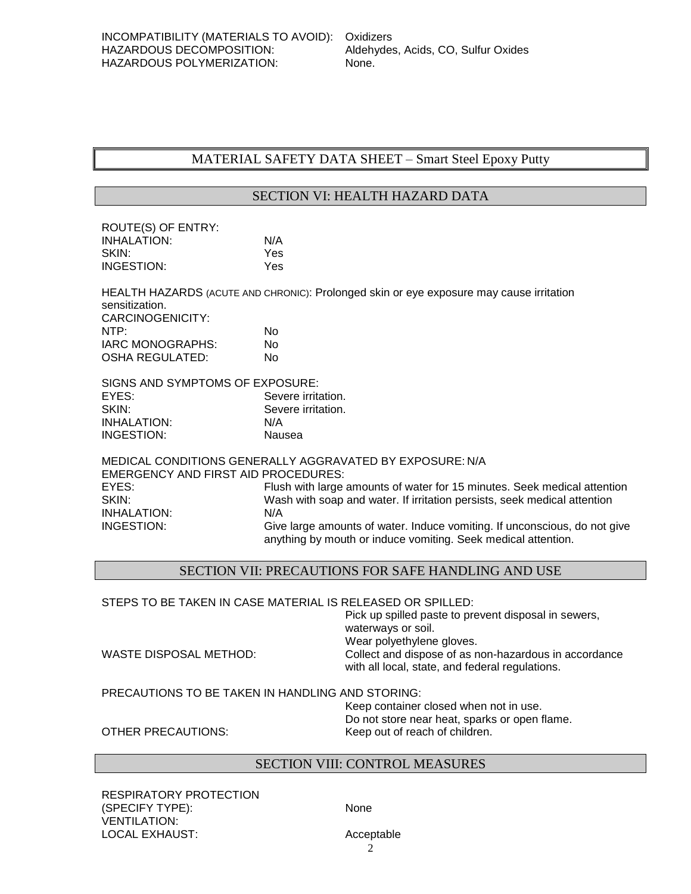INCOMPATIBILITY (MATERIALS TO AVOID): Oxidizers
HAZARDOUS DECOMPOSITION: Aldehydes, Acids, CO, Sulfur Oxides
HAZARDOUS POLYMERIZATION: None.

# MATERIAL SAFETY DATA SHEET – Smart Steel Epoxy Putty

## SECTION VI: HEALTH HAZARD DATA

ROUTE(S) OF ENTRY:
INHALATION: N/A
SKIN: Yes
INGESTION: Yes

HEALTH HAZARDS (ACUTE AND CHRONIC): Prolonged skin or eye exposure may cause irritation sensitization.
CARCINOGENICITY:
NTP: No
IARC MONOGRAPHS: No
OSHA REGULATED: No

SIGNS AND SYMPTOMS OF EXPOSURE:
EYES: Severe irritation.
SKIN: Severe irritation.
INHALATION: N/A
INGESTION: Nausea

MEDICAL CONDITIONS GENERALLY AGGRAVATED BY EXPOSURE: N/A
EMERGENCY AND FIRST AID PROCEDURES:
EYES: Flush with large amounts of water for 15 minutes. Seek medical attention
SKIN: Wash with soap and water. If irritation persists, seek medical attention
INHALATION: N/A
INGESTION: Give large amounts of water. Induce vomiting. If unconscious, do not give anything by mouth or induce vomiting. Seek medical attention.

## SECTION VII: PRECAUTIONS FOR SAFE HANDLING AND USE

STEPS TO BE TAKEN IN CASE MATERIAL IS RELEASED OR SPILLED:
Pick up spilled paste to prevent disposal in sewers, waterways or soil.
Wear polyethylene gloves.
WASTE DISPOSAL METHOD: Collect and dispose of as non-hazardous in accordance with all local, state, and federal regulations.

PRECAUTIONS TO BE TAKEN IN HANDLING AND STORING:
Keep container closed when not in use.
Do not store near heat, sparks or open flame.
OTHER PRECAUTIONS: Keep out of reach of children.

## SECTION VIII: CONTROL MEASURES

RESPIRATORY PROTECTION (SPECIFY TYPE): None
VENTILATION:
LOCAL EXHAUST: Acceptable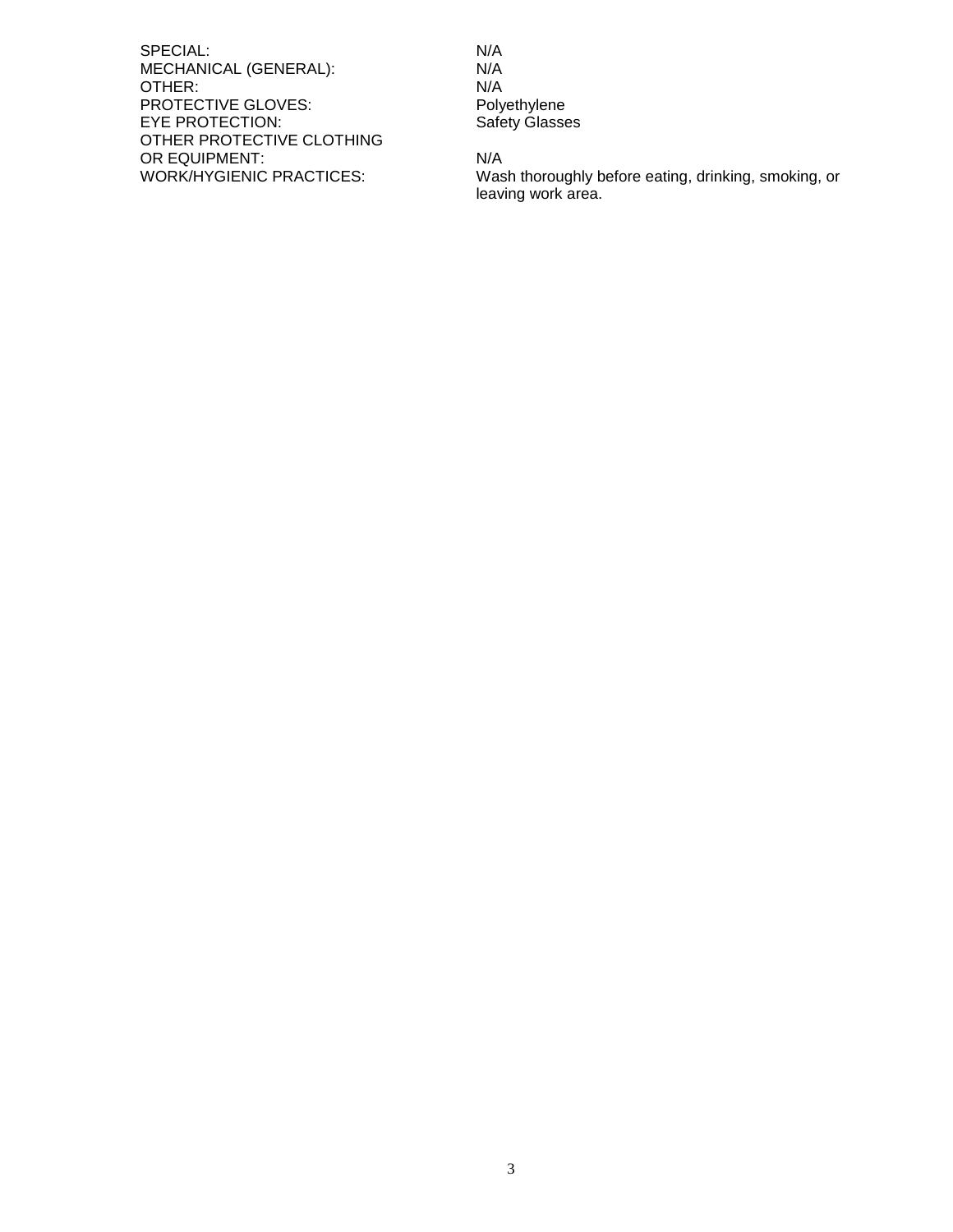| | |
|---|---|
| SPECIAL: | N/A |
| MECHANICAL (GENERAL): | N/A |
| OTHER: | N/A |
| PROTECTIVE GLOVES: | Polyethylene |
| EYE PROTECTION: | Safety Glasses |
| OTHER PROTECTIVE CLOTHING OR EQUIPMENT: | N/A |
| WORK/HYGIENIC PRACTICES: | Wash thoroughly before eating, drinking, smoking, or leaving work area. |